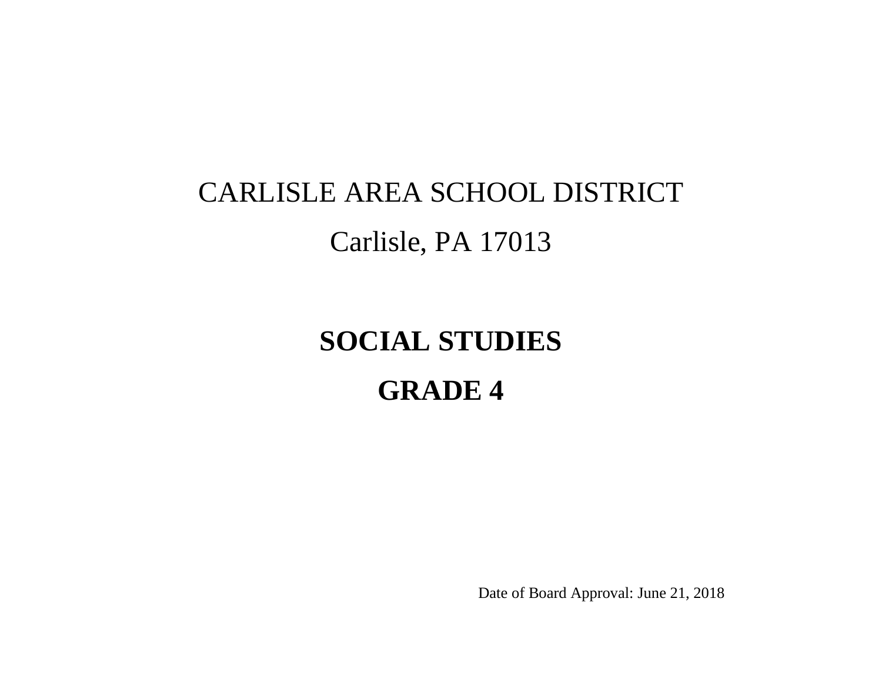CARLISLE AREA SCHOOL DISTRICT

Carlisle, PA 17013

# SOCIAL STUDIES

# GRADE 4

Date of Board Approval: June 21, 2018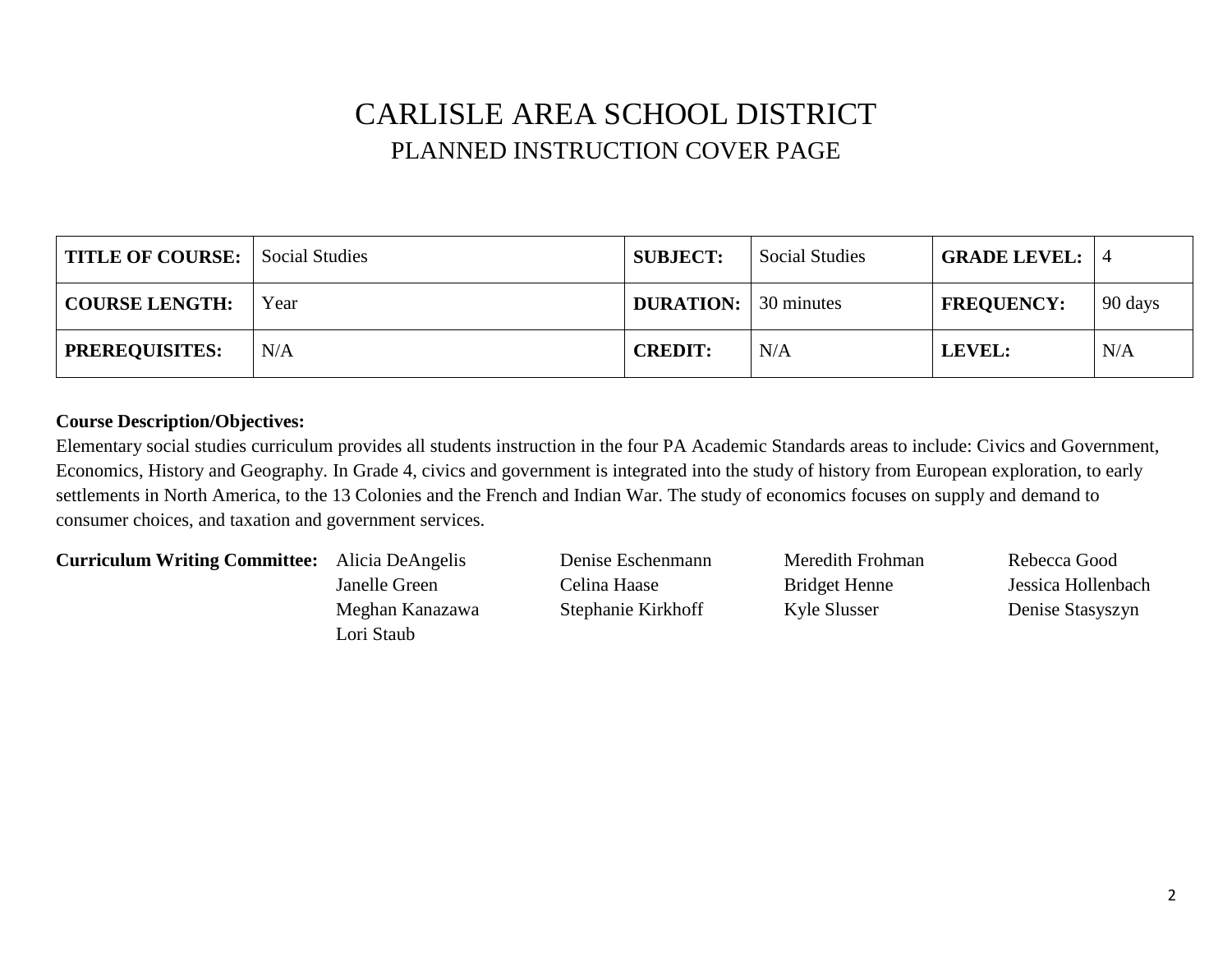# CARLISLE AREA SCHOOL DISTRICT
## PLANNED INSTRUCTION COVER PAGE

| **TITLE OF COURSE:** | Social Studies | **SUBJECT:** | Social Studies | **GRADE LEVEL:** | 4 |
|---|---|---|---|---|---|
| **COURSE LENGTH:** | Year | **DURATION:** | 30 minutes | **FREQUENCY:** | 90 days |
| **PREREQUISITES:** | N/A | **CREDIT:** | N/A | **LEVEL:** | N/A |

**Course Description/Objectives:**

Elementary social studies curriculum provides all students instruction in the four PA Academic Standards areas to include: Civics and Government, Economics, History and Geography. In Grade 4, civics and government is integrated into the study of history from European exploration, to early settlements in North America, to the 13 Colonies and the French and Indian War. The study of economics focuses on supply and demand to consumer choices, and taxation and government services.

**Curriculum Writing Committee:**

Alicia DeAngelis, Denise Eschenmann, Meredith Frohman, Rebecca Good, Janelle Green, Celina Haase, Bridget Henne, Jessica Hollenbach, Meghan Kanazawa, Stephanie Kirkhoff, Kyle Slusser, Denise Stasyszyn, Lori Staub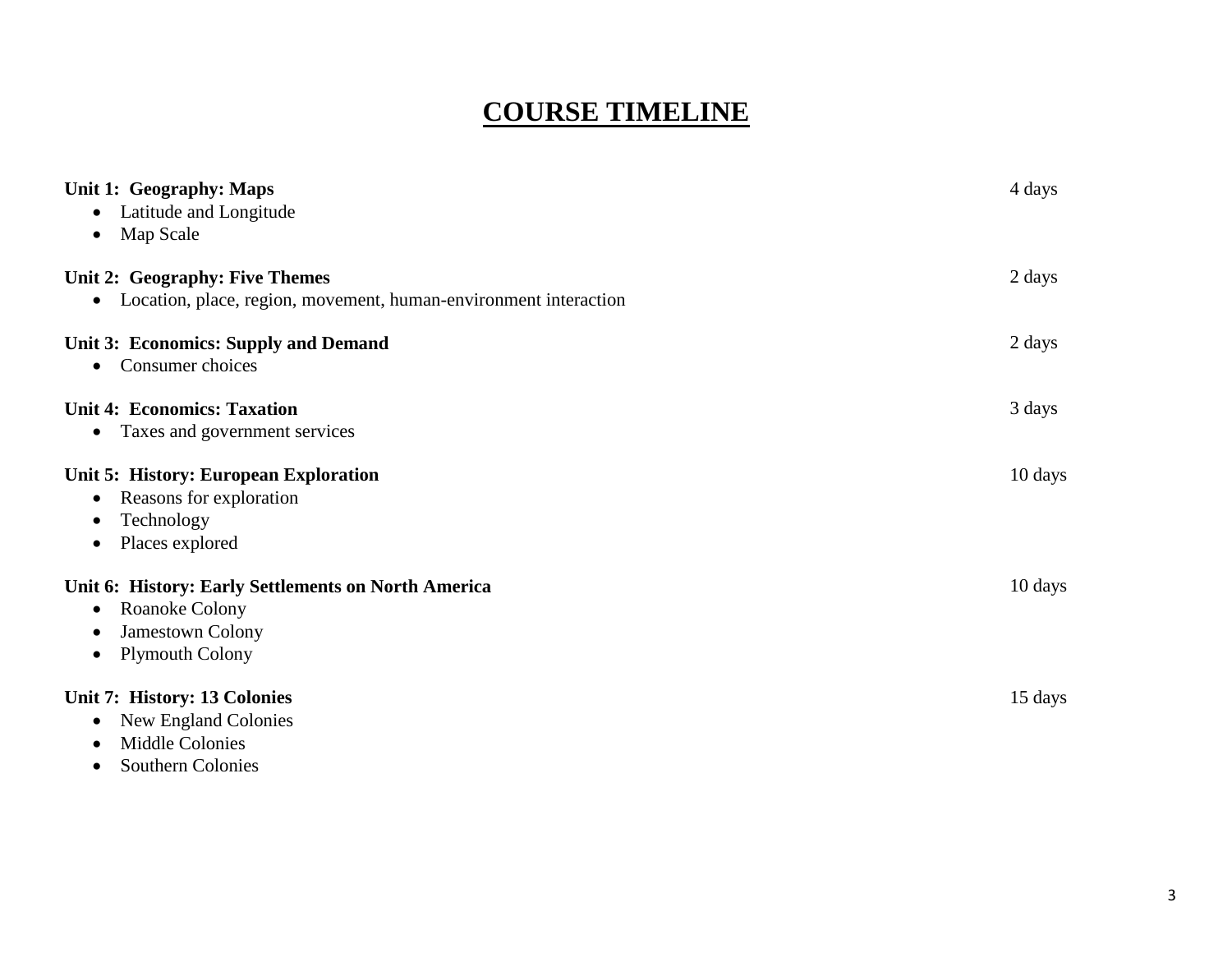# COURSE TIMELINE

**Unit 1: Geography: Maps** — 4 days

- Latitude and Longitude
- Map Scale

**Unit 2: Geography: Five Themes** — 2 days

- Location, place, region, movement, human-environment interaction

**Unit 3: Economics: Supply and Demand** — 2 days

- Consumer choices

**Unit 4: Economics: Taxation** — 3 days

- Taxes and government services

**Unit 5: History: European Exploration** — 10 days

- Reasons for exploration
- Technology
- Places explored

**Unit 6: History: Early Settlements on North America** — 10 days

- Roanoke Colony
- Jamestown Colony
- Plymouth Colony

**Unit 7: History: 13 Colonies** — 15 days

- New England Colonies
- Middle Colonies
- Southern Colonies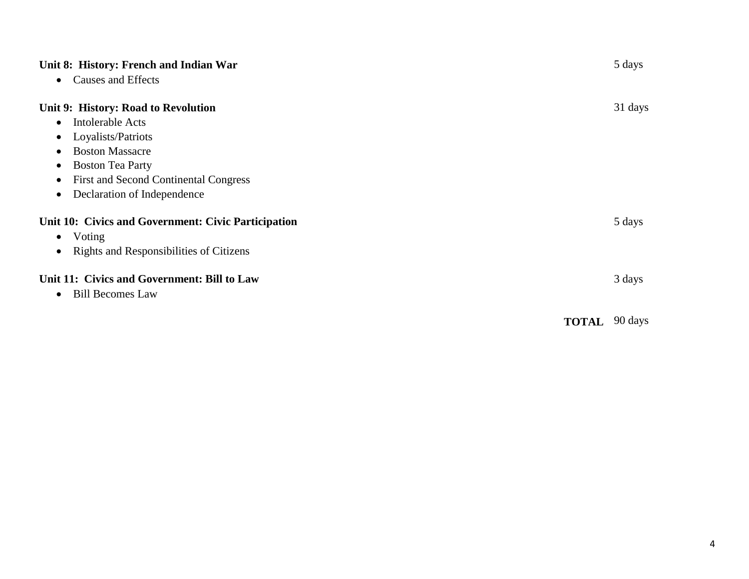**Unit 8: History: French and Indian War** 5 days

- Causes and Effects

**Unit 9: History: Road to Revolution** 31 days

- Intolerable Acts
- Loyalists/Patriots
- Boston Massacre
- Boston Tea Party
- First and Second Continental Congress
- Declaration of Independence

**Unit 10: Civics and Government: Civic Participation** 5 days

- Voting
- Rights and Responsibilities of Citizens

**Unit 11: Civics and Government: Bill to Law** 3 days

- Bill Becomes Law

**TOTAL** 90 days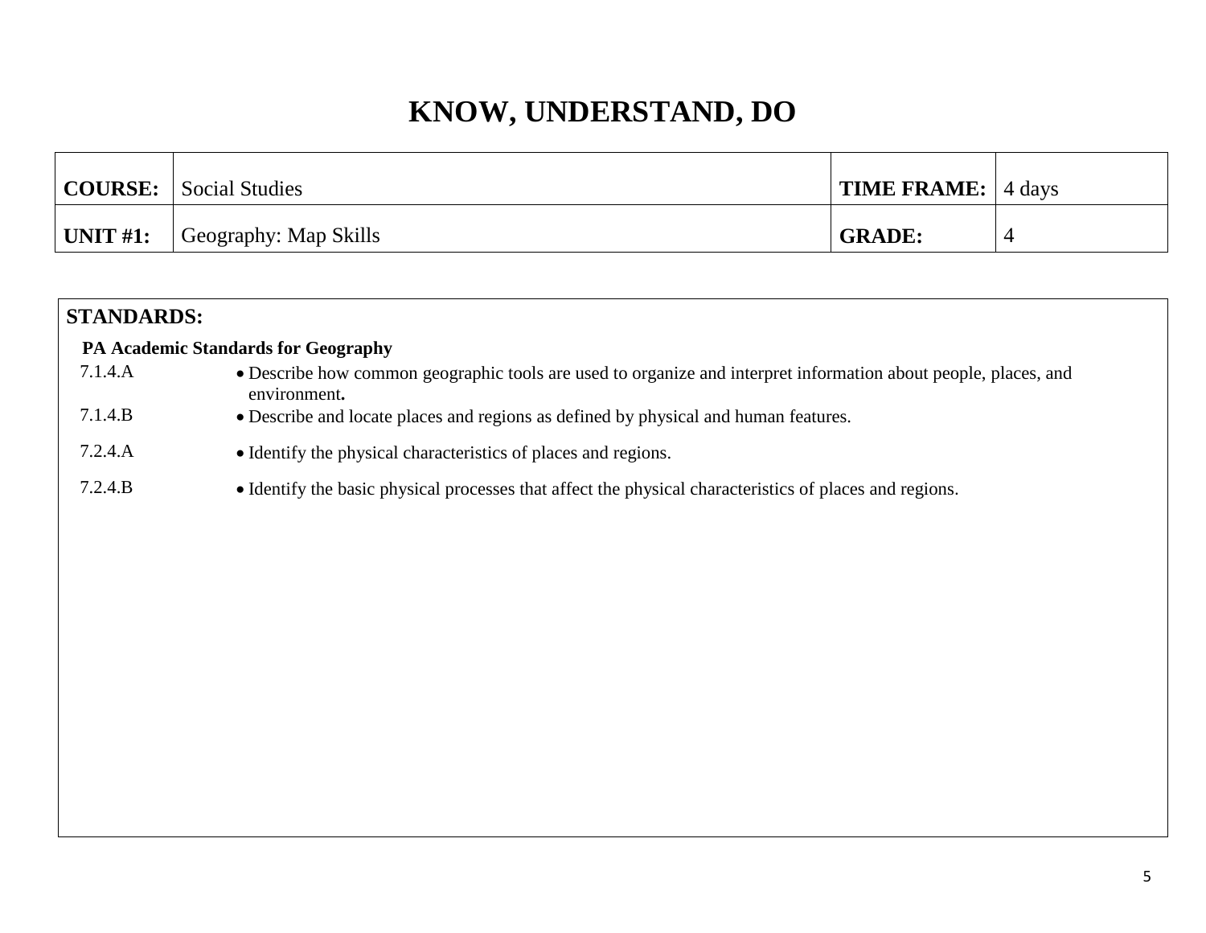# KNOW, UNDERSTAND, DO

| **COURSE:** | Social Studies | **TIME FRAME:** | 4 days |
|---|---|---|---|
| **UNIT #1:** | Geography: Map Skills | **GRADE:** | 4 |

**STANDARDS:**

**PA Academic Standards for Geography**

| | |
|---|---|
| 7.1.4.A | • Describe how common geographic tools are used to organize and interpret information about people, places, and environment**.** |
| 7.1.4.B | • Describe and locate places and regions as defined by physical and human features. |
| 7.2.4.A | • Identify the physical characteristics of places and regions. |
| 7.2.4.B | • Identify the basic physical processes that affect the physical characteristics of places and regions. |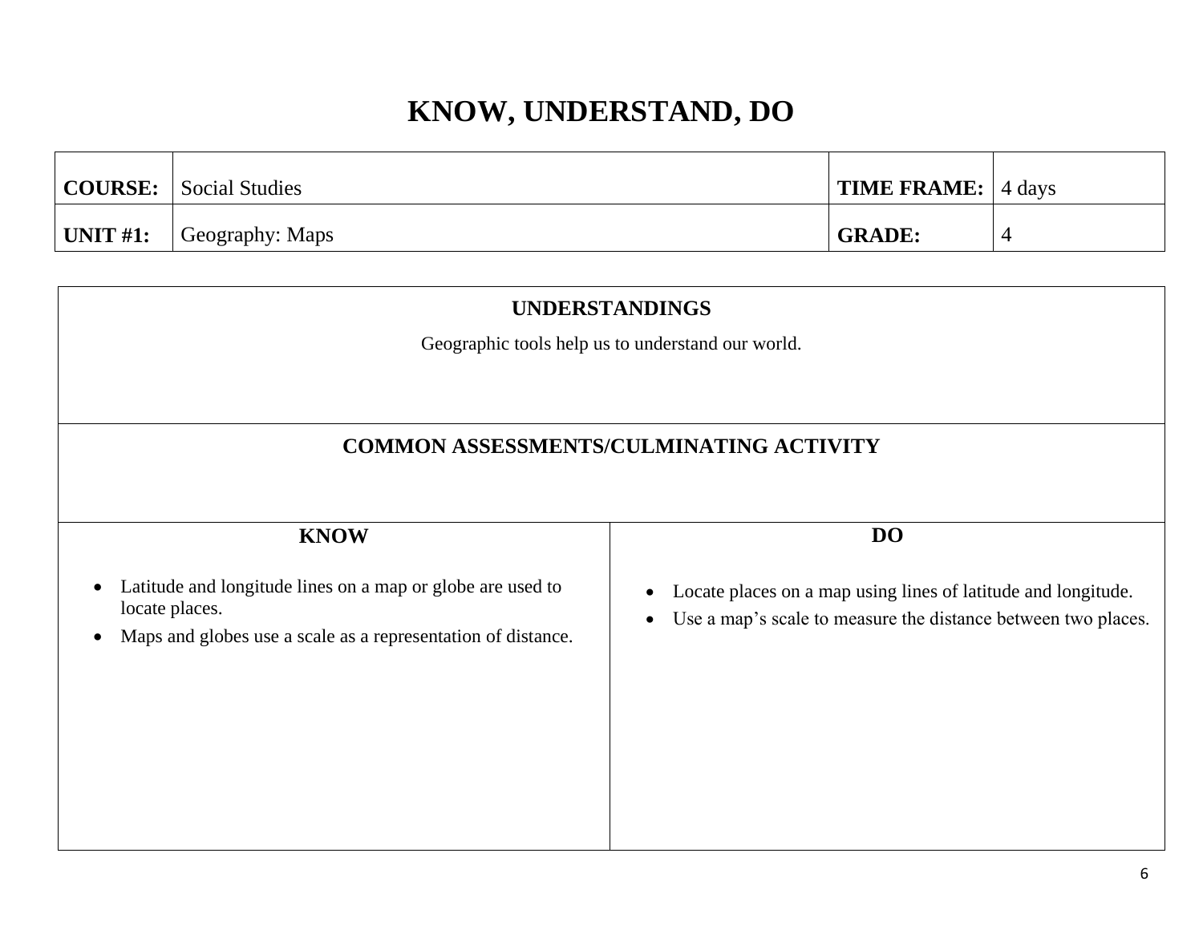# KNOW, UNDERSTAND, DO

| **COURSE:** | Social Studies | **TIME FRAME:** | 4 days |
|---|---|---|---|
| **UNIT #1:** | Geography: Maps | **GRADE:** | 4 |

## UNDERSTANDINGS

Geographic tools help us to understand our world.

## COMMON ASSESSMENTS/CULMINATING ACTIVITY

| KNOW | DO |
|---|---|
| • Latitude and longitude lines on a map or globe are used to locate places.<br>• Maps and globes use a scale as a representation of distance. | • Locate places on a map using lines of latitude and longitude.<br>• Use a map's scale to measure the distance between two places. |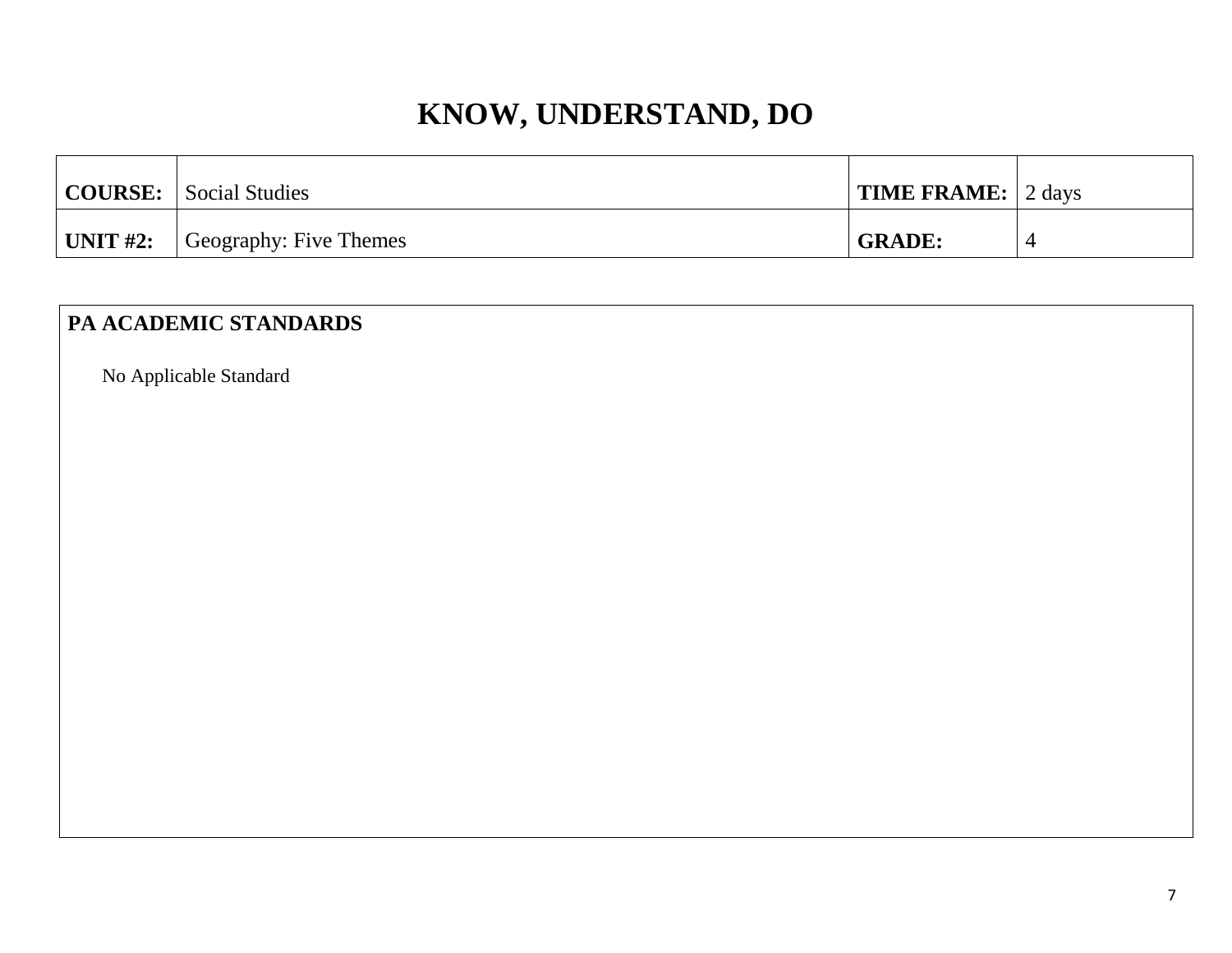# KNOW, UNDERSTAND, DO

| COURSE: | Social Studies | TIME FRAME: | 2 days |
|---|---|---|---|
| UNIT #2: | Geography: Five Themes | GRADE: | 4 |

**PA ACADEMIC STANDARDS**

No Applicable Standard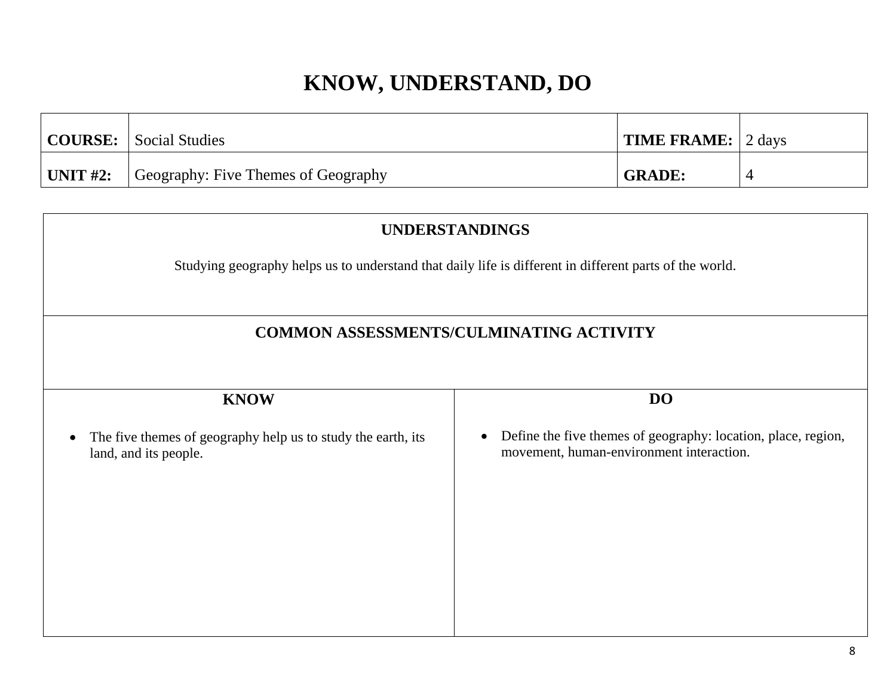# KNOW, UNDERSTAND, DO

| **COURSE:** | Social Studies | **TIME FRAME:** | 2 days |
|---|---|---|---|
| **UNIT #2:** | Geography: Five Themes of Geography | **GRADE:** | 4 |

## UNDERSTANDINGS

Studying geography helps us to understand that daily life is different in different parts of the world.

## COMMON ASSESSMENTS/CULMINATING ACTIVITY

| KNOW | DO |
|---|---|
| • The five themes of geography help us to study the earth, its land, and its people. | • Define the five themes of geography: location, place, region, movement, human-environment interaction. |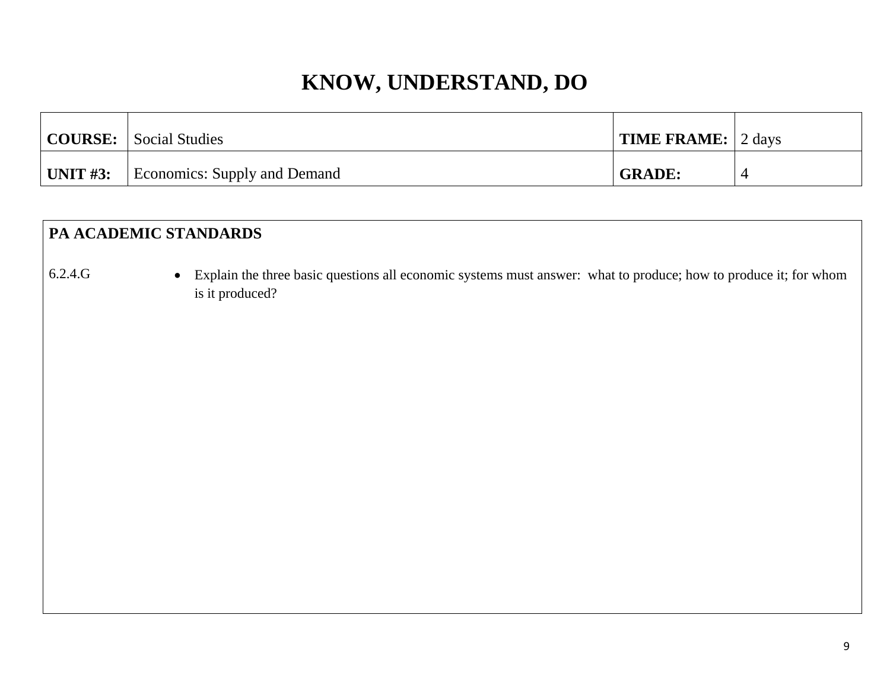# KNOW, UNDERSTAND, DO

| **COURSE:** | Social Studies | **TIME FRAME:** | 2 days |
|---|---|---|---|
| **UNIT #3:** | Economics: Supply and Demand | **GRADE:** | 4 |

**PA ACADEMIC STANDARDS**

| | |
|---|---|
| 6.2.4.G | • Explain the three basic questions all economic systems must answer: what to produce; how to produce it; for whom is it produced? |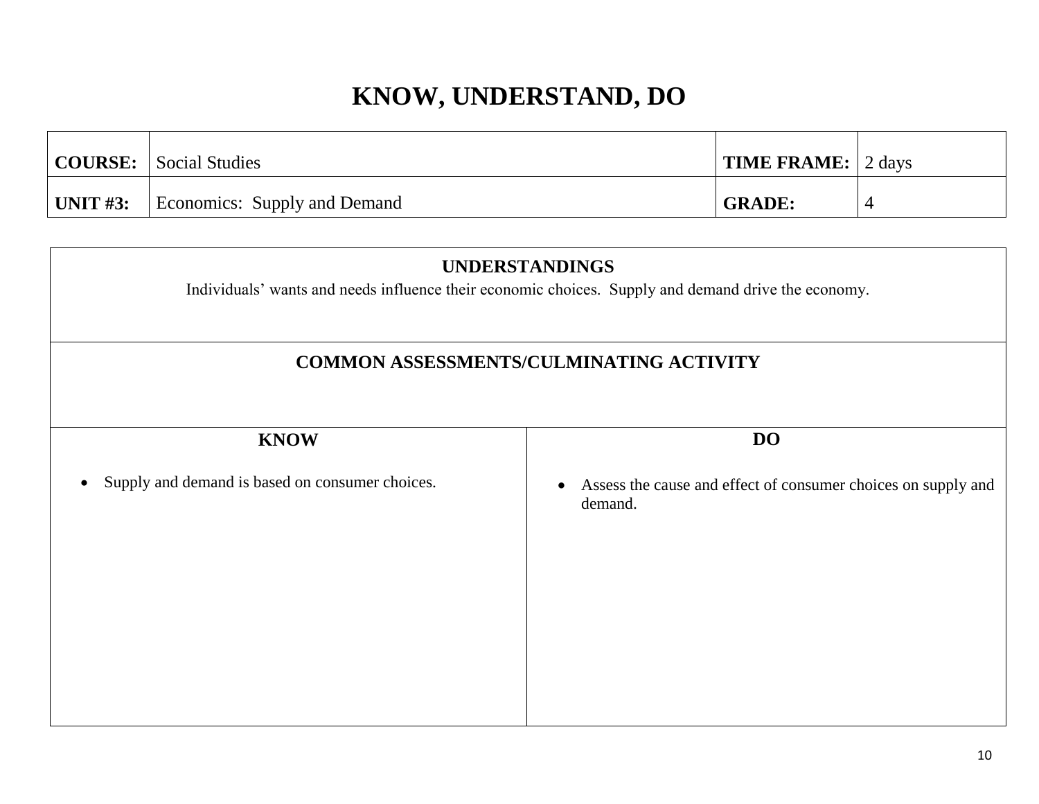# KNOW, UNDERSTAND, DO

| **COURSE:** | Social Studies | **TIME FRAME:** | 2 days |
|---|---|---|---|
| **UNIT #3:** | Economics: Supply and Demand | **GRADE:** | 4 |

**UNDERSTANDINGS**

Individuals' wants and needs influence their economic choices. Supply and demand drive the economy.

**COMMON ASSESSMENTS/CULMINATING ACTIVITY**

| **KNOW** | **DO** |
|---|---|
| • Supply and demand is based on consumer choices. | • Assess the cause and effect of consumer choices on supply and demand. |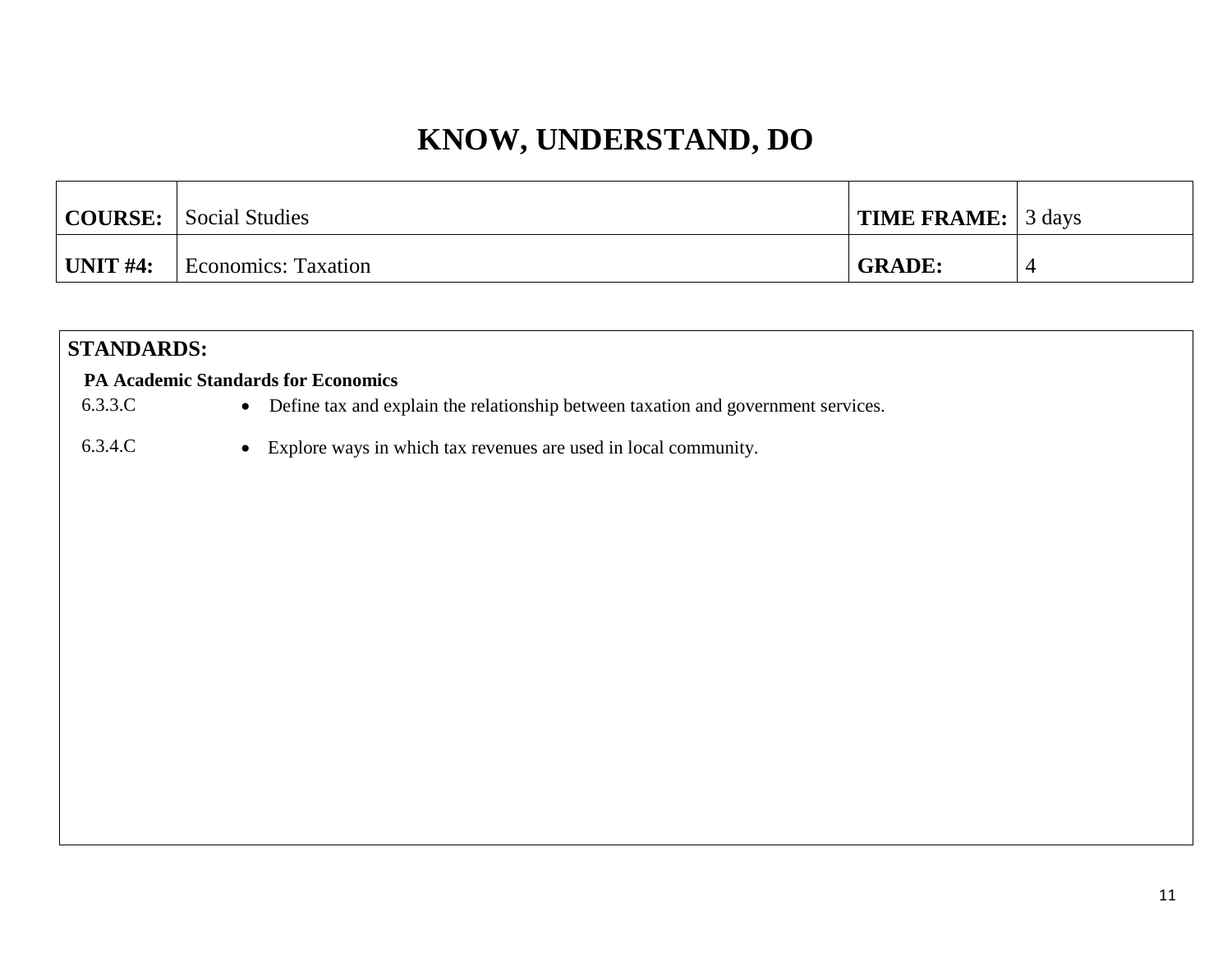# KNOW, UNDERSTAND, DO

| COURSE: | Social Studies | TIME FRAME: | 3 days |
|---|---|---|---|
| UNIT #4: | Economics: Taxation | GRADE: | 4 |

**STANDARDS:**

**PA Academic Standards for Economics**

6.3.3.C
- Define tax and explain the relationship between taxation and government services.

6.3.4.C
- Explore ways in which tax revenues are used in local community.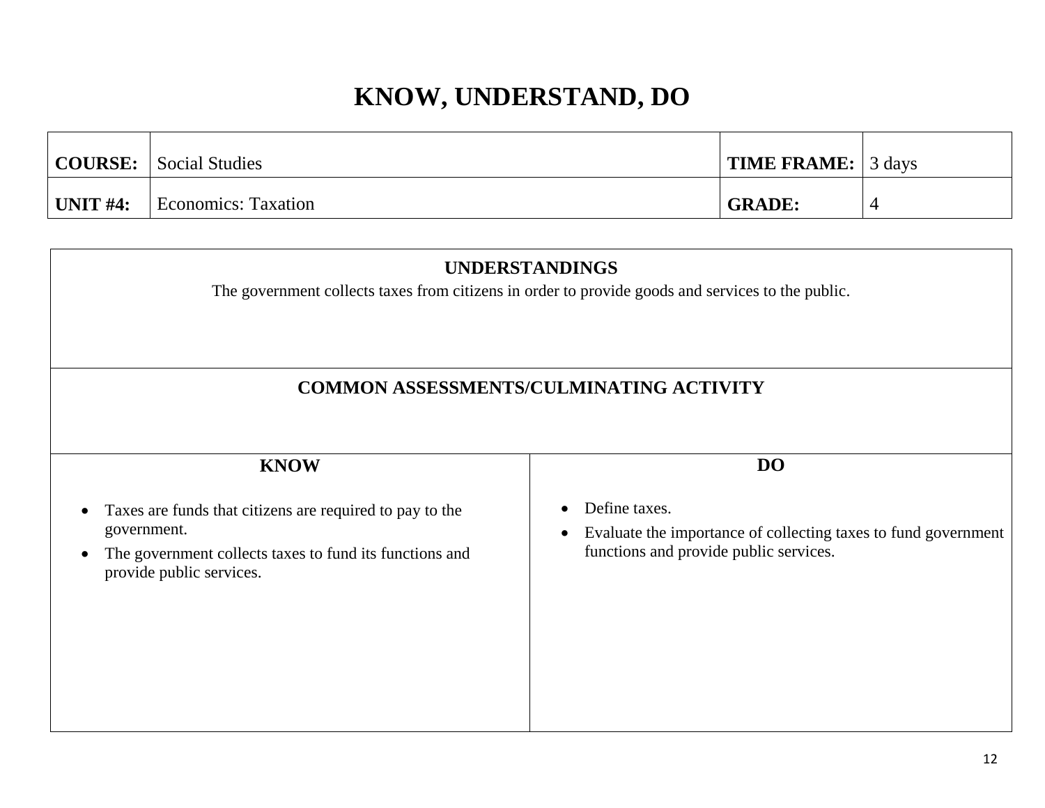# KNOW, UNDERSTAND, DO

| **COURSE:** | Social Studies | **TIME FRAME:** | 3 days |
|---|---|---|---|
| **UNIT #4:** | Economics: Taxation | **GRADE:** | 4 |

## UNDERSTANDINGS

The government collects taxes from citizens in order to provide goods and services to the public.

## COMMON ASSESSMENTS/CULMINATING ACTIVITY

| KNOW | DO |
|---|---|
| • Taxes are funds that citizens are required to pay to the government.<br>• The government collects taxes to fund its functions and provide public services. | • Define taxes.<br>• Evaluate the importance of collecting taxes to fund government functions and provide public services. |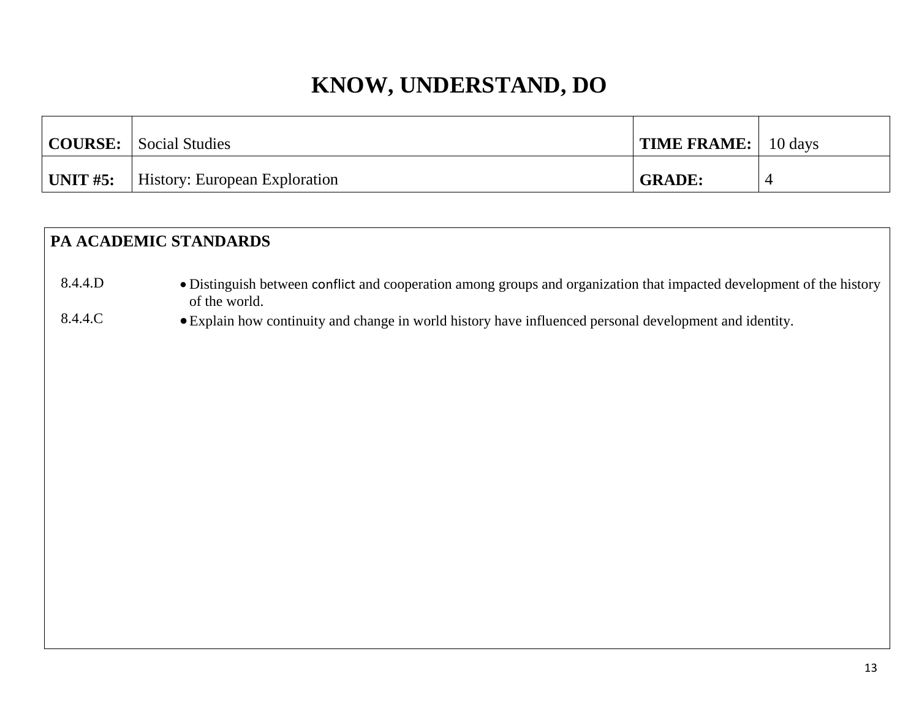# KNOW, UNDERSTAND, DO

| COURSE: | Social Studies | TIME FRAME: | 10 days |
|---|---|---|---|
| UNIT #5: | History: European Exploration | GRADE: | 4 |

## PA ACADEMIC STANDARDS

| | |
|---|---|
| 8.4.4.D | • Distinguish between conflict and cooperation among groups and organization that impacted development of the history of the world. |
| 8.4.4.C | • Explain how continuity and change in world history have influenced personal development and identity. |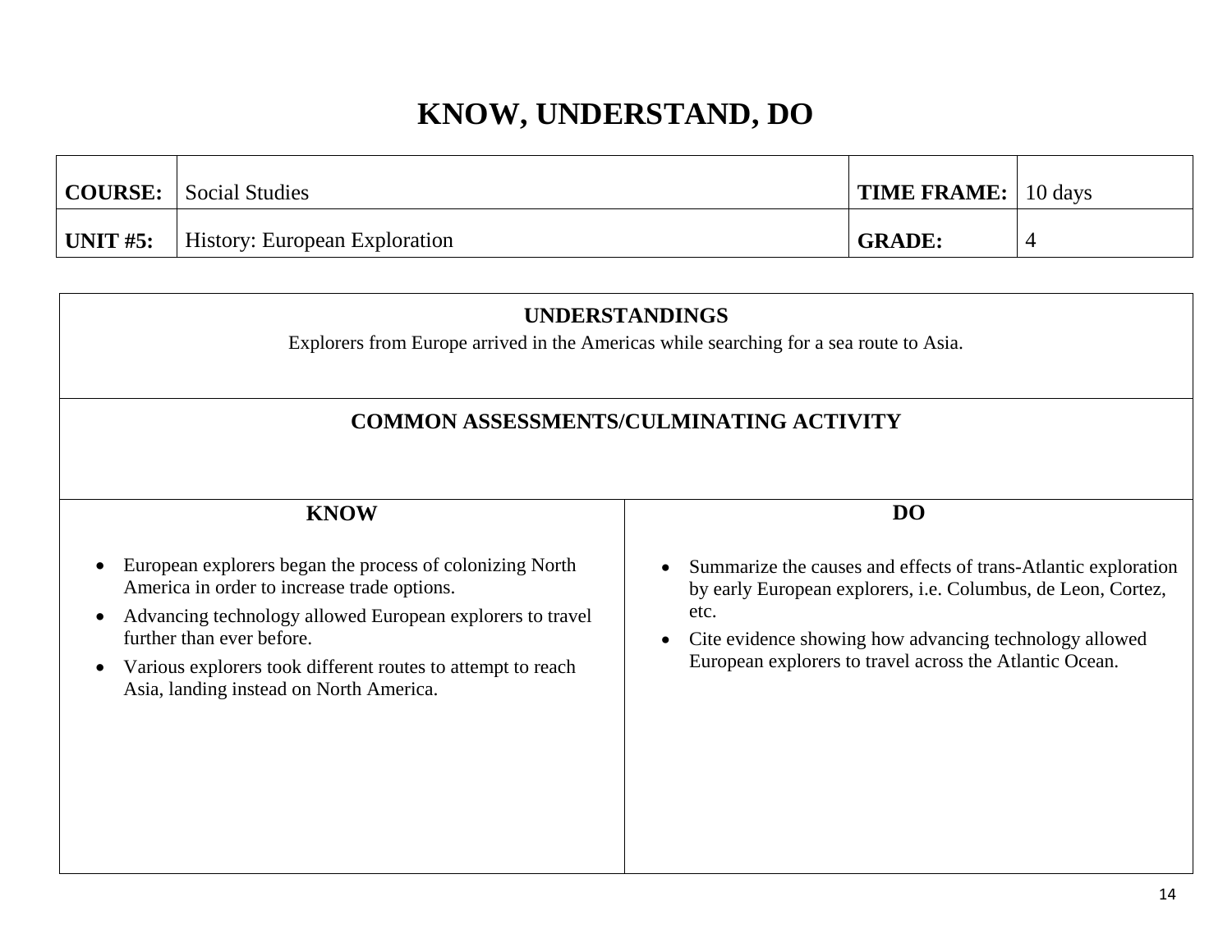# KNOW, UNDERSTAND, DO

| **COURSE:** | Social Studies | **TIME FRAME:** | 10 days |
|---|---|---|---|
| **UNIT #5:** | History: European Exploration | **GRADE:** | 4 |

## UNDERSTANDINGS

Explorers from Europe arrived in the Americas while searching for a sea route to Asia.

## COMMON ASSESSMENTS/CULMINATING ACTIVITY

| KNOW | DO |
|---|---|
| <ul><li>European explorers began the process of colonizing North America in order to increase trade options.</li><li>Advancing technology allowed European explorers to travel further than ever before.</li><li>Various explorers took different routes to attempt to reach Asia, landing instead on North America.</li></ul> | <ul><li>Summarize the causes and effects of trans-Atlantic exploration by early European explorers, i.e. Columbus, de Leon, Cortez, etc.</li><li>Cite evidence showing how advancing technology allowed European explorers to travel across the Atlantic Ocean.</li></ul> |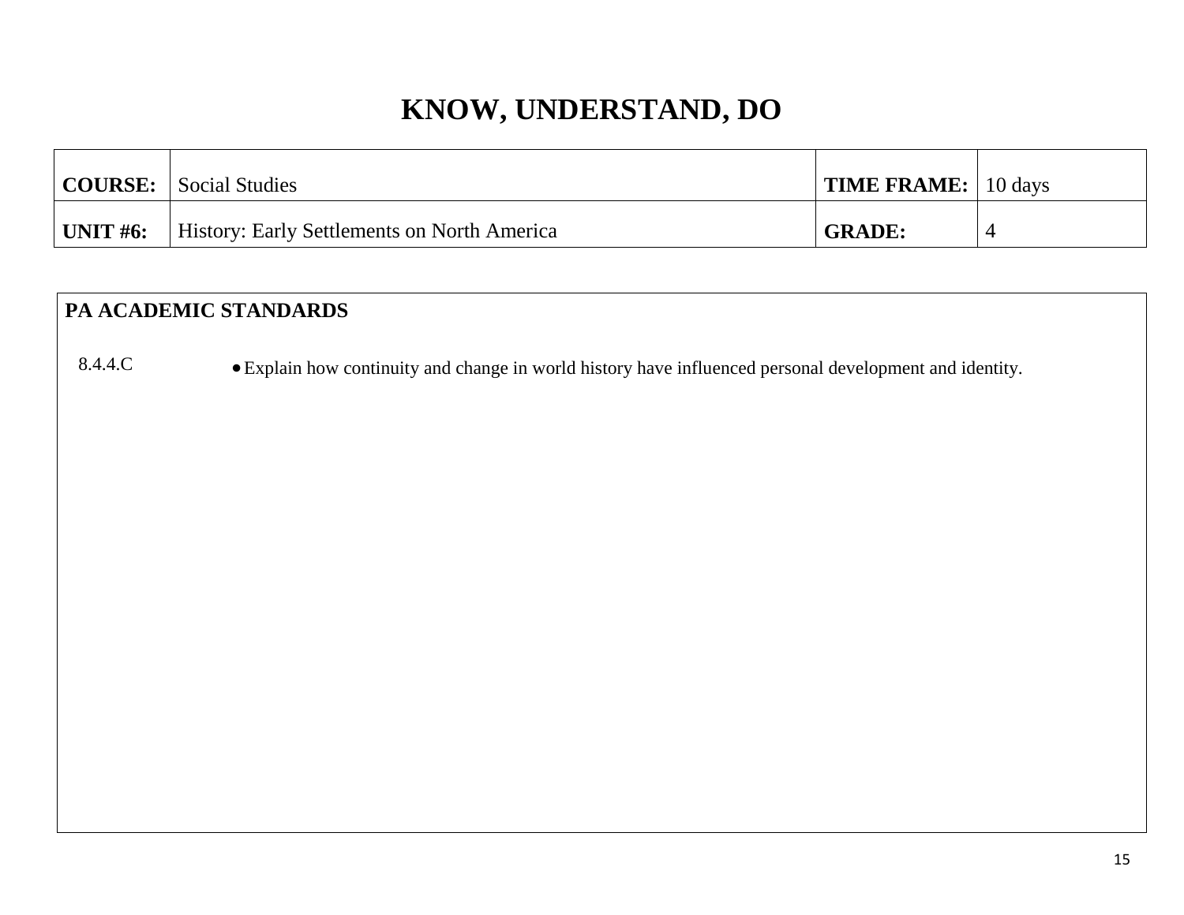# KNOW, UNDERSTAND, DO

| COURSE: | Social Studies | TIME FRAME: | 10 days |
|---|---|---|---|
| UNIT #6: | History: Early Settlements on North America | GRADE: | 4 |

## PA ACADEMIC STANDARDS

| | |
|---|---|
| 8.4.4.C | • Explain how continuity and change in world history have influenced personal development and identity. |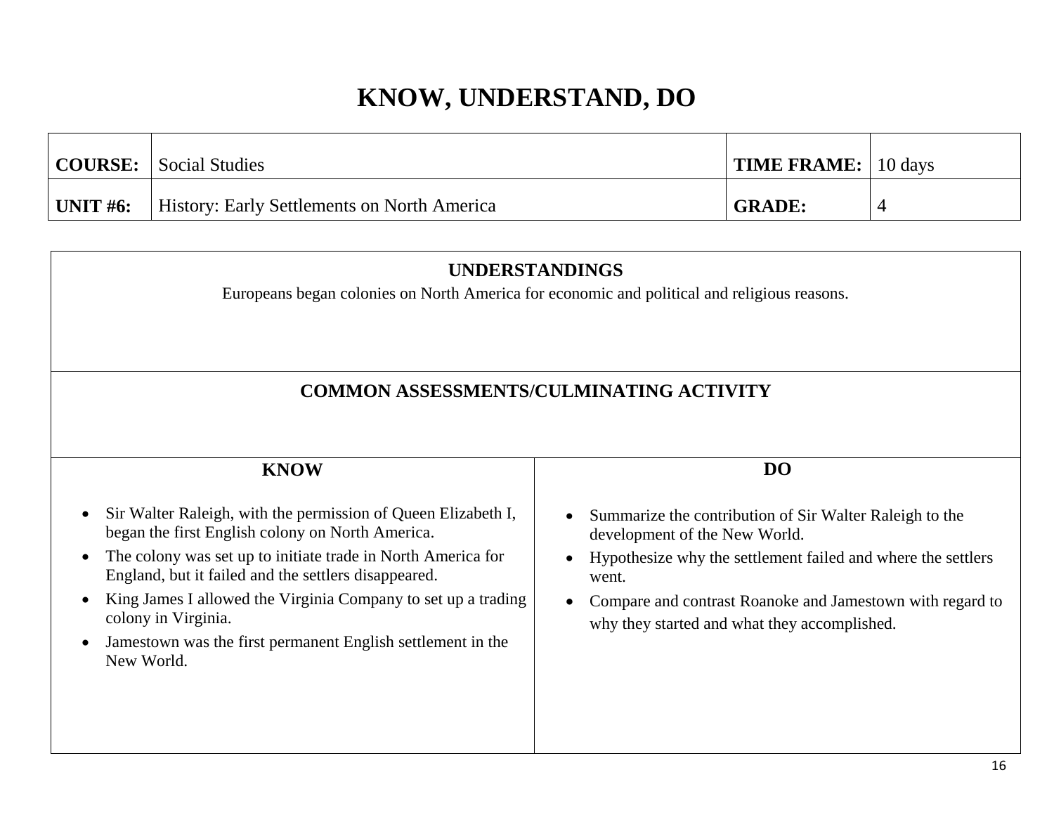# KNOW, UNDERSTAND, DO

| COURSE: | Social Studies | TIME FRAME: | 10 days |
|---|---|---|---|
| UNIT #6: | History: Early Settlements on North America | GRADE: | 4 |

## UNDERSTANDINGS

Europeans began colonies on North America for economic and political and religious reasons.

## COMMON ASSESSMENTS/CULMINATING ACTIVITY

| KNOW | DO |
|---|---|
| • Sir Walter Raleigh, with the permission of Queen Elizabeth I, began the first English colony on North America.<br>• The colony was set up to initiate trade in North America for England, but it failed and the settlers disappeared.<br>• King James I allowed the Virginia Company to set up a trading colony in Virginia.<br>• Jamestown was the first permanent English settlement in the New World. | • Summarize the contribution of Sir Walter Raleigh to the development of the New World.<br>• Hypothesize why the settlement failed and where the settlers went.<br>• Compare and contrast Roanoke and Jamestown with regard to why they started and what they accomplished. |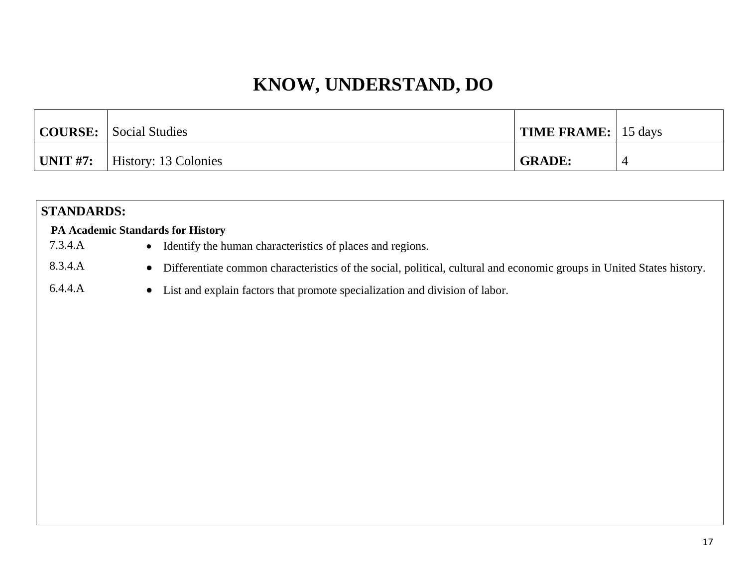# KNOW, UNDERSTAND, DO

| COURSE: | Social Studies | TIME FRAME: | 15 days |
|---|---|---|---|
| UNIT #7: | History: 13 Colonies | GRADE: | 4 |

## STANDARDS:

**PA Academic Standards for History**

| | |
|---|---|
| 7.3.4.A | • Identify the human characteristics of places and regions. |
| 8.3.4.A | • Differentiate common characteristics of the social, political, cultural and economic groups in United States history. |
| 6.4.4.A | • List and explain factors that promote specialization and division of labor. |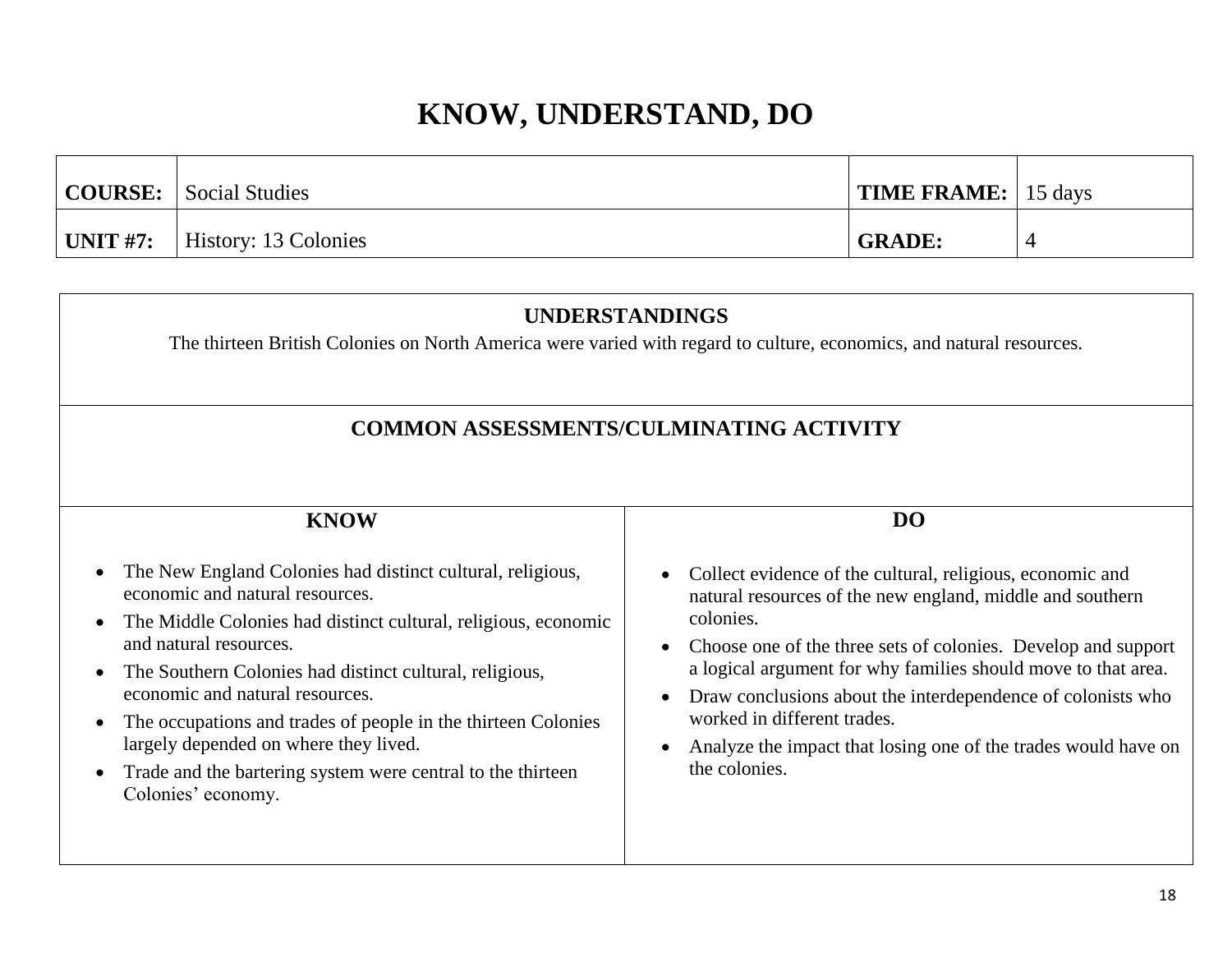# KNOW, UNDERSTAND, DO

| **COURSE:** | Social Studies | **TIME FRAME:** | 15 days |
|---|---|---|---|
| **UNIT #7:** | History: 13 Colonies | **GRADE:** | 4 |

## UNDERSTANDINGS

The thirteen British Colonies on North America were varied with regard to culture, economics, and natural resources.

## COMMON ASSESSMENTS/CULMINATING ACTIVITY

## KNOW

- The New England Colonies had distinct cultural, religious, economic and natural resources.
- The Middle Colonies had distinct cultural, religious, economic and natural resources.
- The Southern Colonies had distinct cultural, religious, economic and natural resources.
- The occupations and trades of people in the thirteen Colonies largely depended on where they lived.
- Trade and the bartering system were central to the thirteen Colonies' economy.

## DO

- Collect evidence of the cultural, religious, economic and natural resources of the new england, middle and southern colonies.
- Choose one of the three sets of colonies. Develop and support a logical argument for why families should move to that area.
- Draw conclusions about the interdependence of colonists who worked in different trades.
- Analyze the impact that losing one of the trades would have on the colonies.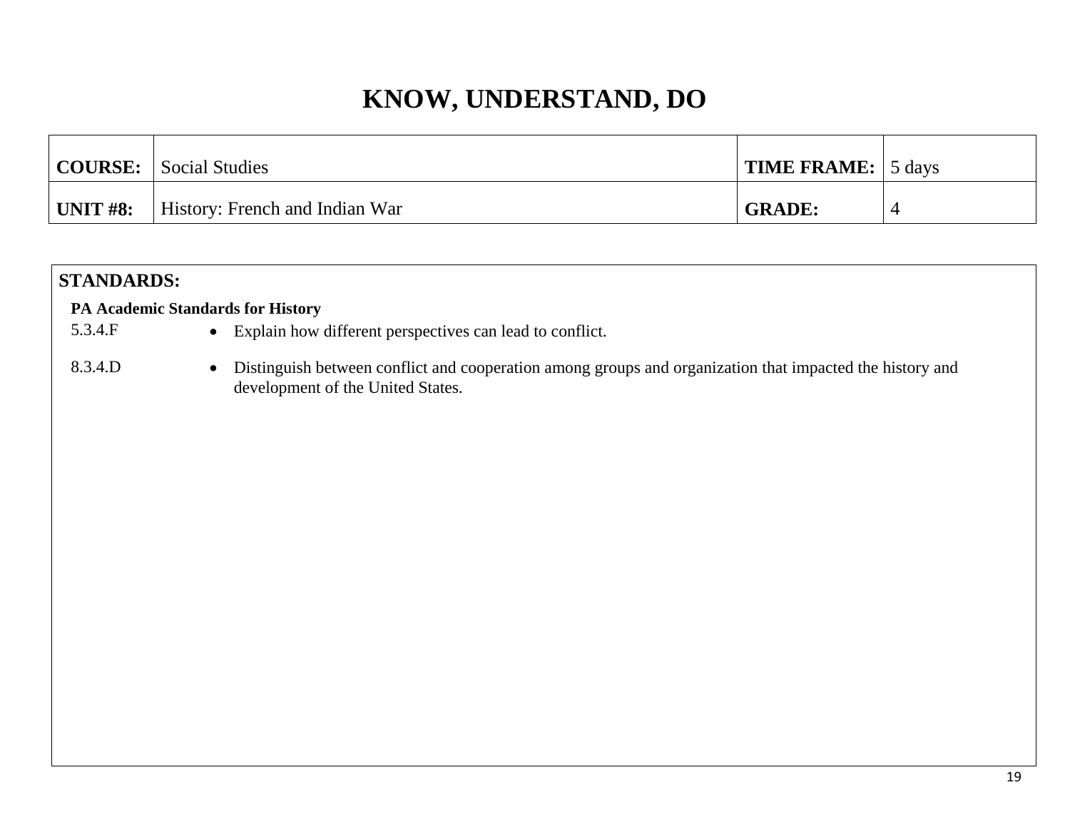# KNOW, UNDERSTAND, DO

| **COURSE:** | Social Studies | **TIME FRAME:** | 5 days |
|---|---|---|---|
| **UNIT #8:** | History: French and Indian War | **GRADE:** | 4 |

## STANDARDS:

**PA Academic Standards for History**

| | |
|---|---|
| 5.3.4.F | • Explain how different perspectives can lead to conflict. |
| 8.3.4.D | • Distinguish between conflict and cooperation among groups and organization that impacted the history and development of the United States. |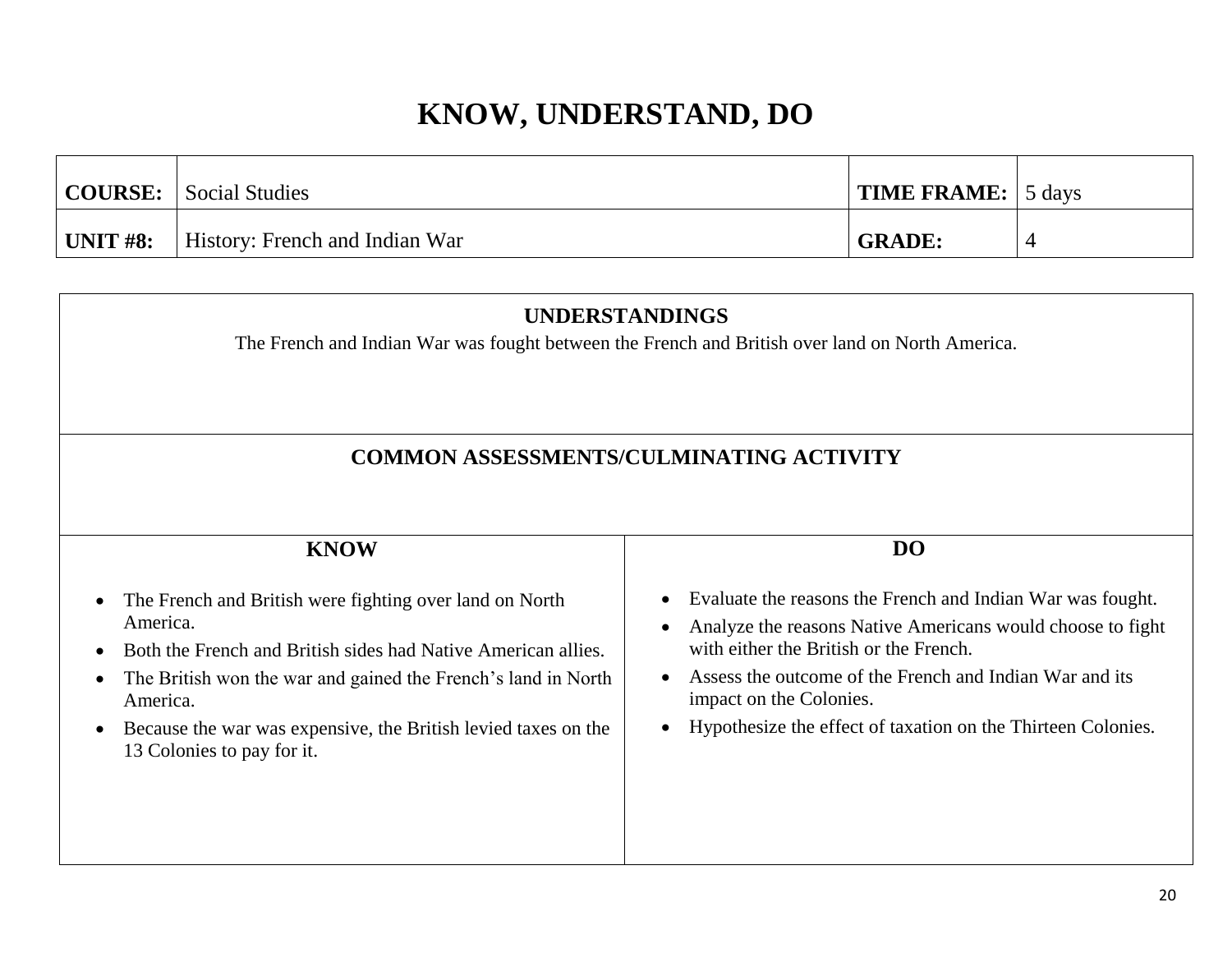# KNOW, UNDERSTAND, DO

| **COURSE:** | Social Studies | **TIME FRAME:** | 5 days |
|---|---|---|---|
| **UNIT #8:** | History: French and Indian War | **GRADE:** | 4 |

## UNDERSTANDINGS

The French and Indian War was fought between the French and British over land on North America.

## COMMON ASSESSMENTS/CULMINATING ACTIVITY

| **KNOW** | **DO** |
|---|---|
| • The French and British were fighting over land on North America.<br>• Both the French and British sides had Native American allies.<br>• The British won the war and gained the French's land in North America.<br>• Because the war was expensive, the British levied taxes on the 13 Colonies to pay for it. | • Evaluate the reasons the French and Indian War was fought.<br>• Analyze the reasons Native Americans would choose to fight with either the British or the French.<br>• Assess the outcome of the French and Indian War and its impact on the Colonies.<br>• Hypothesize the effect of taxation on the Thirteen Colonies. |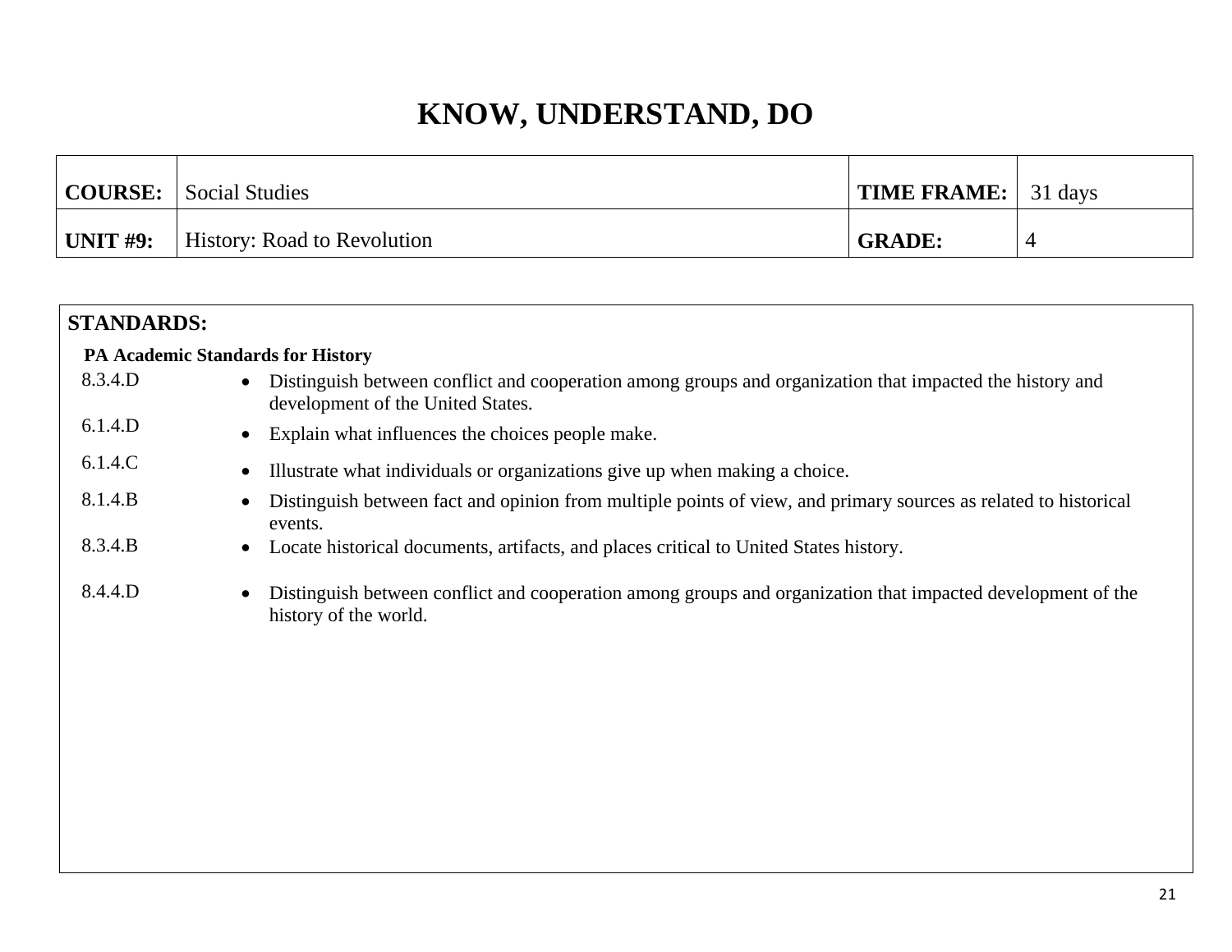# KNOW, UNDERSTAND, DO

| **COURSE:** | Social Studies | **TIME FRAME:** | 31 days |
|---|---|---|---|
| **UNIT #9:** | History: Road to Revolution | **GRADE:** | 4 |

## STANDARDS:

**PA Academic Standards for History**

| Standard | Description |
|---|---|
| 8.3.4.D | Distinguish between conflict and cooperation among groups and organization that impacted the history and development of the United States. |
| 6.1.4.D | Explain what influences the choices people make. |
| 6.1.4.C | Illustrate what individuals or organizations give up when making a choice. |
| 8.1.4.B | Distinguish between fact and opinion from multiple points of view, and primary sources as related to historical events. |
| 8.3.4.B | Locate historical documents, artifacts, and places critical to United States history. |
| 8.4.4.D | Distinguish between conflict and cooperation among groups and organization that impacted development of the history of the world. |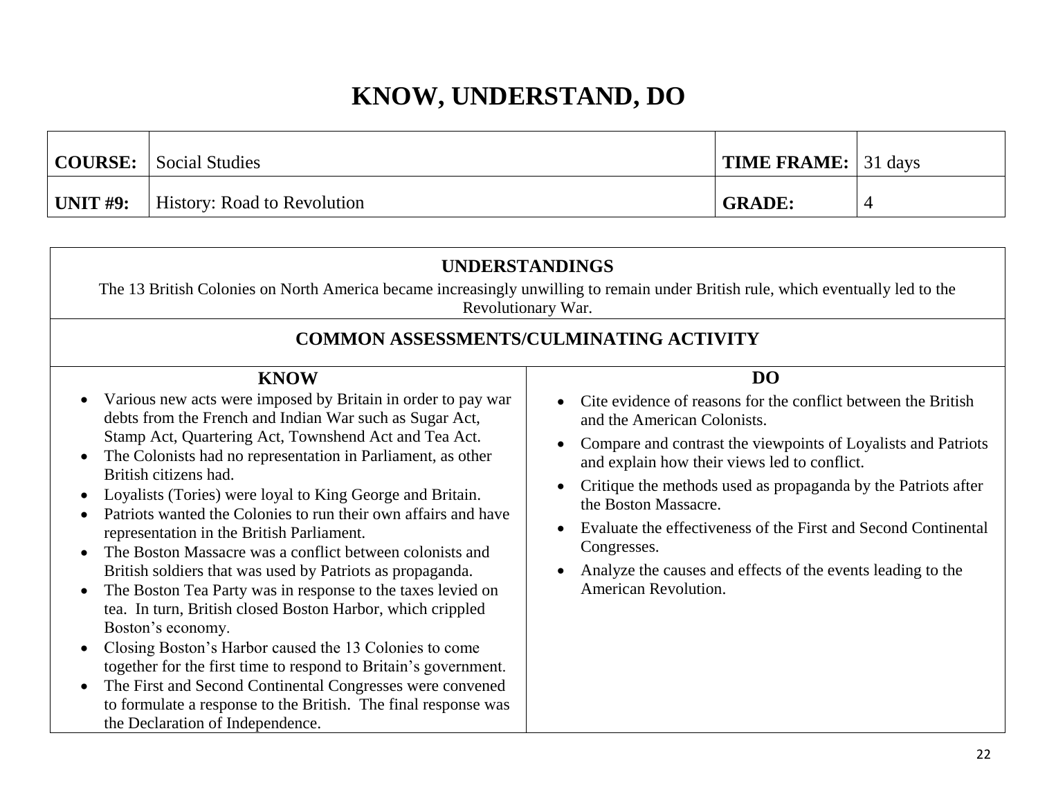# KNOW, UNDERSTAND, DO

| **COURSE:** | Social Studies | **TIME FRAME:** | 31 days |
|---|---|---|---|
| **UNIT #9:** | History: Road to Revolution | **GRADE:** | 4 |

## UNDERSTANDINGS

The 13 British Colonies on North America became increasingly unwilling to remain under British rule, which eventually led to the Revolutionary War.

## COMMON ASSESSMENTS/CULMINATING ACTIVITY

### KNOW

- Various new acts were imposed by Britain in order to pay war debts from the French and Indian War such as Sugar Act, Stamp Act, Quartering Act, Townshend Act and Tea Act.
- The Colonists had no representation in Parliament, as other British citizens had.
- Loyalists (Tories) were loyal to King George and Britain.
- Patriots wanted the Colonies to run their own affairs and have representation in the British Parliament.
- The Boston Massacre was a conflict between colonists and British soldiers that was used by Patriots as propaganda.
- The Boston Tea Party was in response to the taxes levied on tea. In turn, British closed Boston Harbor, which crippled Boston's economy.
- Closing Boston's Harbor caused the 13 Colonies to come together for the first time to respond to Britain's government.
- The First and Second Continental Congresses were convened to formulate a response to the British. The final response was the Declaration of Independence.

### DO

- Cite evidence of reasons for the conflict between the British and the American Colonists.
- Compare and contrast the viewpoints of Loyalists and Patriots and explain how their views led to conflict.
- Critique the methods used as propaganda by the Patriots after the Boston Massacre.
- Evaluate the effectiveness of the First and Second Continental Congresses.
- Analyze the causes and effects of the events leading to the American Revolution.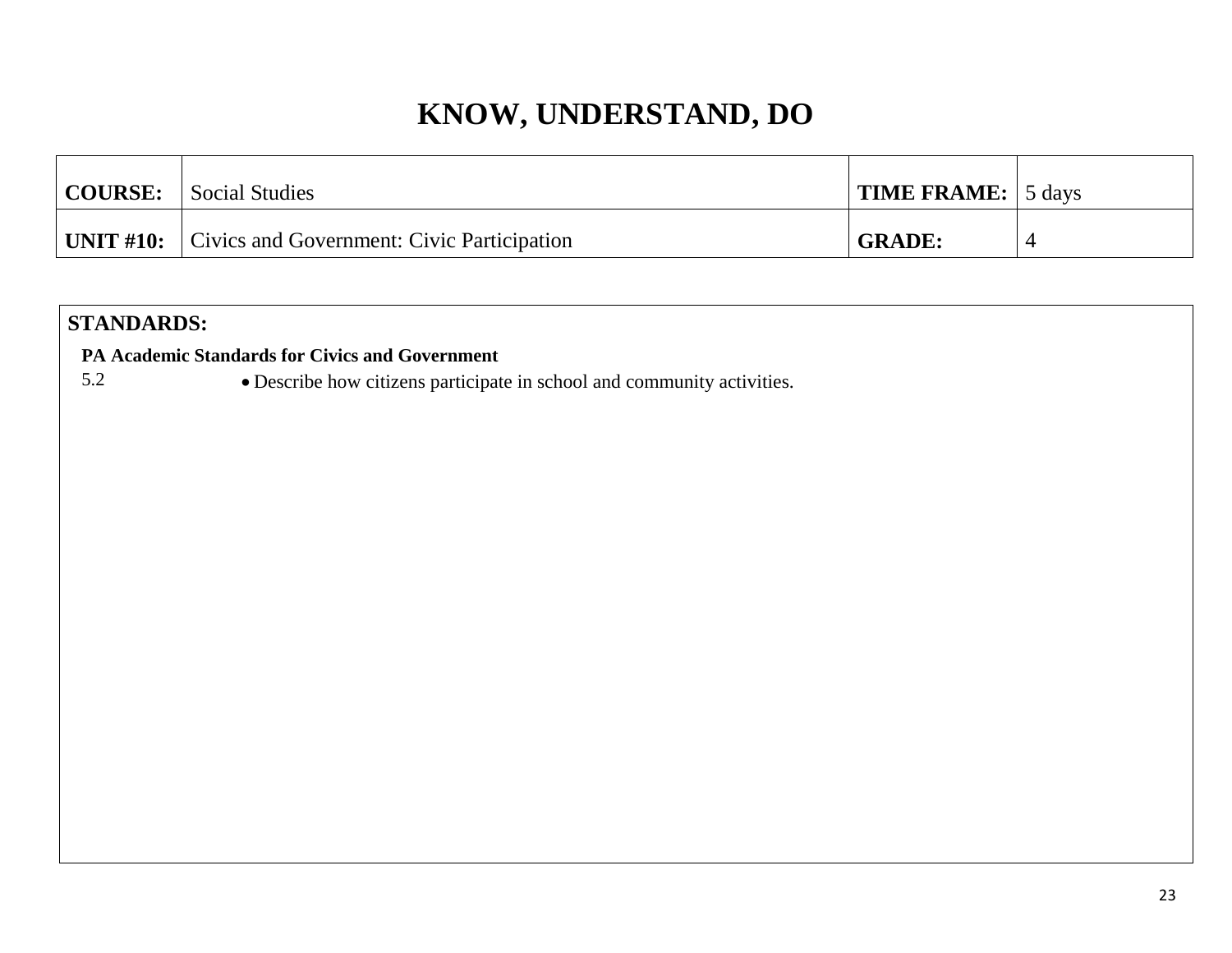# KNOW, UNDERSTAND, DO

| **COURSE:** | Social Studies | **TIME FRAME:** | 5 days |
|---|---|---|---|
| **UNIT #10:** | Civics and Government: Civic Participation | **GRADE:** | 4 |

**STANDARDS:**

**PA Academic Standards for Civics and Government**

5.2
- Describe how citizens participate in school and community activities.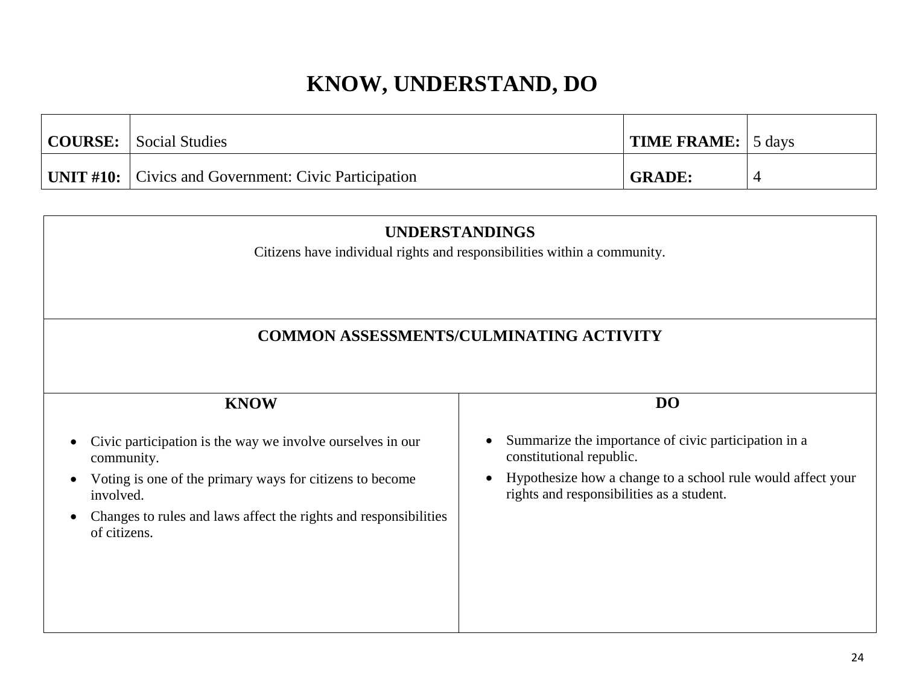# KNOW, UNDERSTAND, DO

| **COURSE:** | Social Studies | **TIME FRAME:** | 5 days |
|---|---|---|---|
| **UNIT #10:** | Civics and Government: Civic Participation | **GRADE:** | 4 |

## UNDERSTANDINGS

Citizens have individual rights and responsibilities within a community.

## COMMON ASSESSMENTS/CULMINATING ACTIVITY

| KNOW | DO |
|---|---|
| • Civic participation is the way we involve ourselves in our community.<br>• Voting is one of the primary ways for citizens to become involved.<br>• Changes to rules and laws affect the rights and responsibilities of citizens. | • Summarize the importance of civic participation in a constitutional republic.<br>• Hypothesize how a change to a school rule would affect your rights and responsibilities as a student. |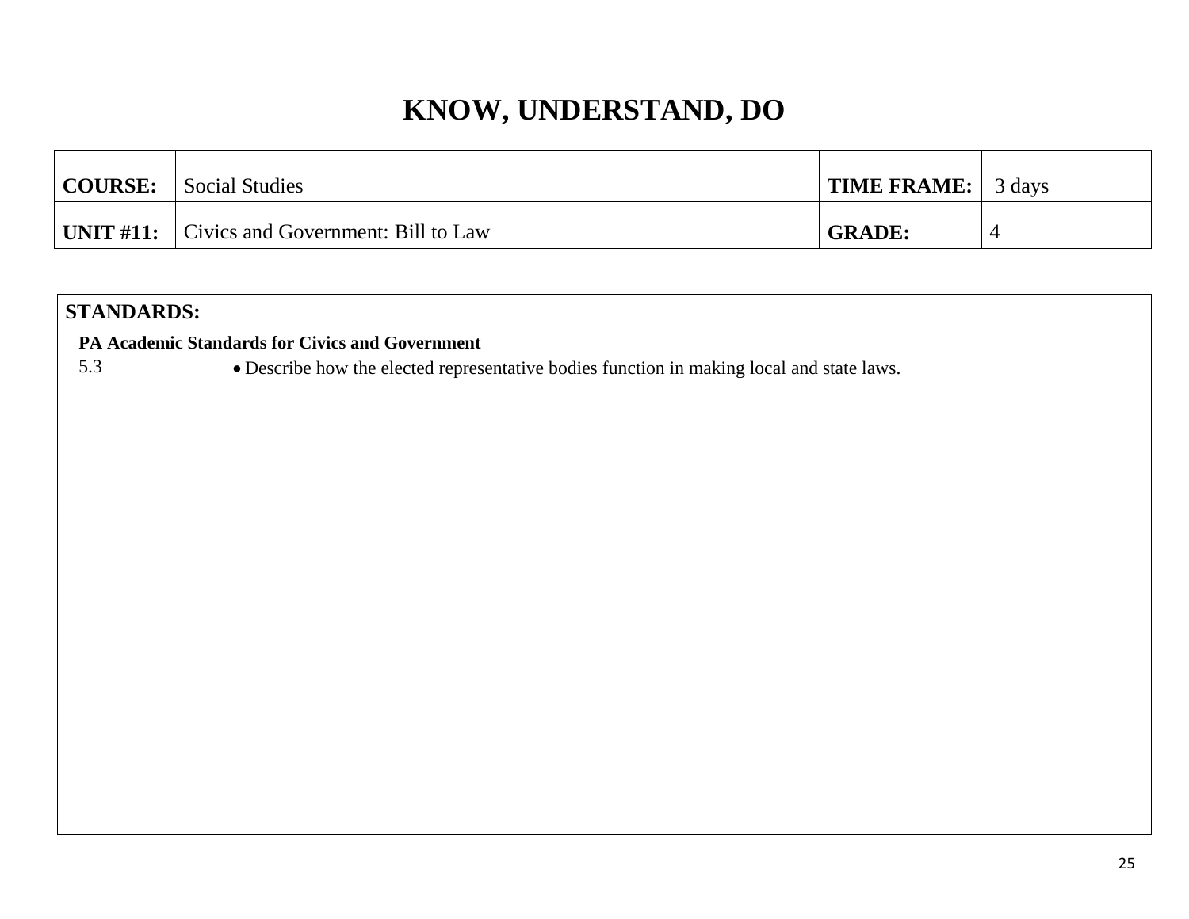# KNOW, UNDERSTAND, DO

| **COURSE:** | Social Studies | **TIME FRAME:** | 3 days |
|---|---|---|---|
| **UNIT #11:** | Civics and Government: Bill to Law | **GRADE:** | 4 |

**STANDARDS:**

**PA Academic Standards for Civics and Government**

5.3
- Describe how the elected representative bodies function in making local and state laws.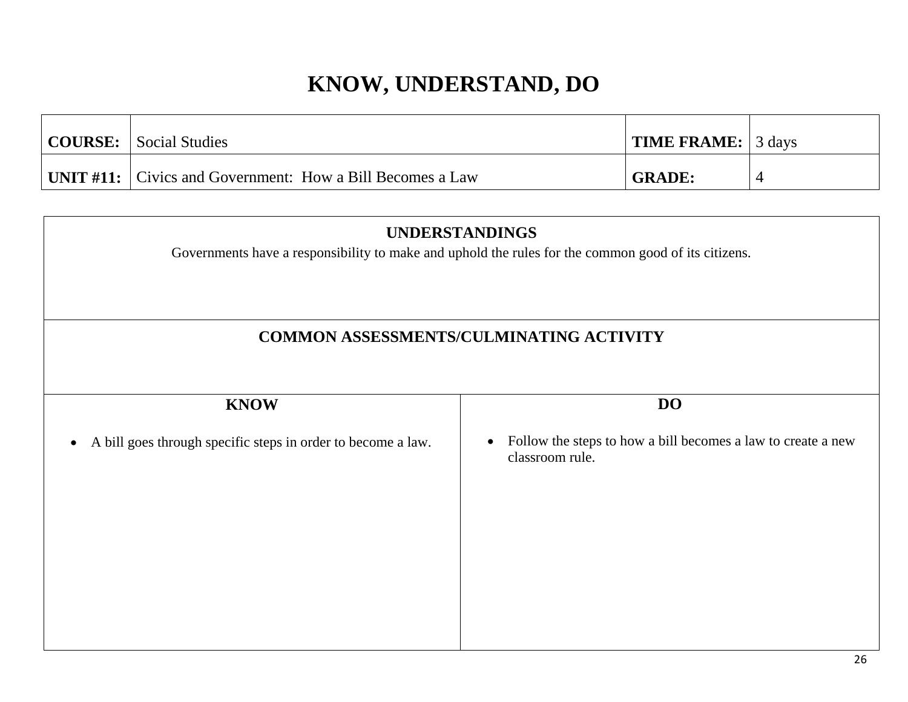# KNOW, UNDERSTAND, DO

| **COURSE:** | Social Studies | **TIME FRAME:** | 3 days |
|---|---|---|---|
| **UNIT #11:** | Civics and Government: How a Bill Becomes a Law | **GRADE:** | 4 |

## UNDERSTANDINGS

Governments have a responsibility to make and uphold the rules for the common good of its citizens.

## COMMON ASSESSMENTS/CULMINATING ACTIVITY

| **KNOW** | **DO** |
|---|---|
| • A bill goes through specific steps in order to become a law. | • Follow the steps to how a bill becomes a law to create a new classroom rule. |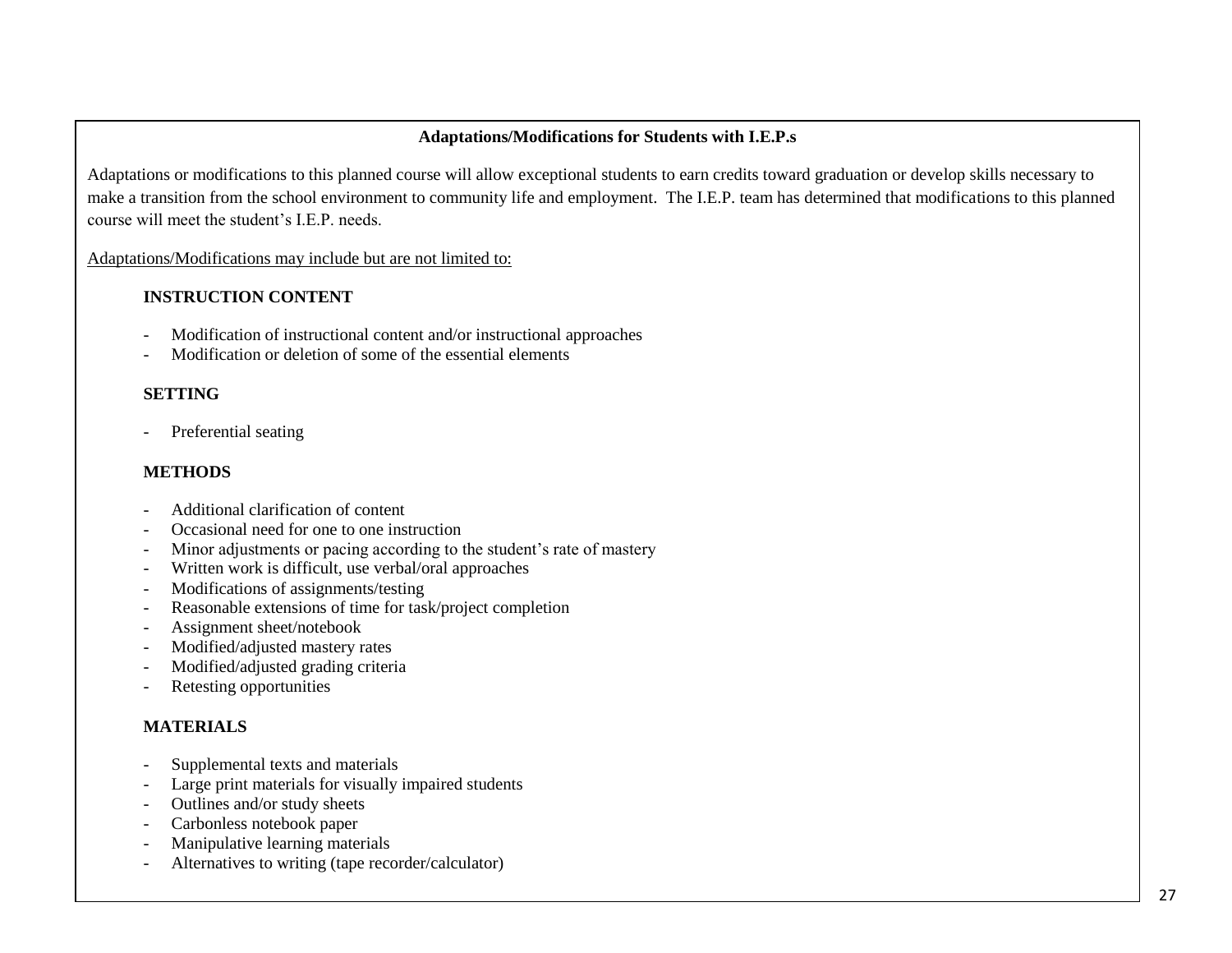## Adaptations/Modifications for Students with I.E.P.s

Adaptations or modifications to this planned course will allow exceptional students to earn credits toward graduation or develop skills necessary to make a transition from the school environment to community life and employment. The I.E.P. team has determined that modifications to this planned course will meet the student's I.E.P. needs.

<u>Adaptations/Modifications may include but are not limited to:</u>

**INSTRUCTION CONTENT**

- Modification of instructional content and/or instructional approaches
- Modification or deletion of some of the essential elements

**SETTING**

- Preferential seating

**METHODS**

- Additional clarification of content
- Occasional need for one to one instruction
- Minor adjustments or pacing according to the student's rate of mastery
- Written work is difficult, use verbal/oral approaches
- Modifications of assignments/testing
- Reasonable extensions of time for task/project completion
- Assignment sheet/notebook
- Modified/adjusted mastery rates
- Modified/adjusted grading criteria
- Retesting opportunities

**MATERIALS**

- Supplemental texts and materials
- Large print materials for visually impaired students
- Outlines and/or study sheets
- Carbonless notebook paper
- Manipulative learning materials
- Alternatives to writing (tape recorder/calculator)